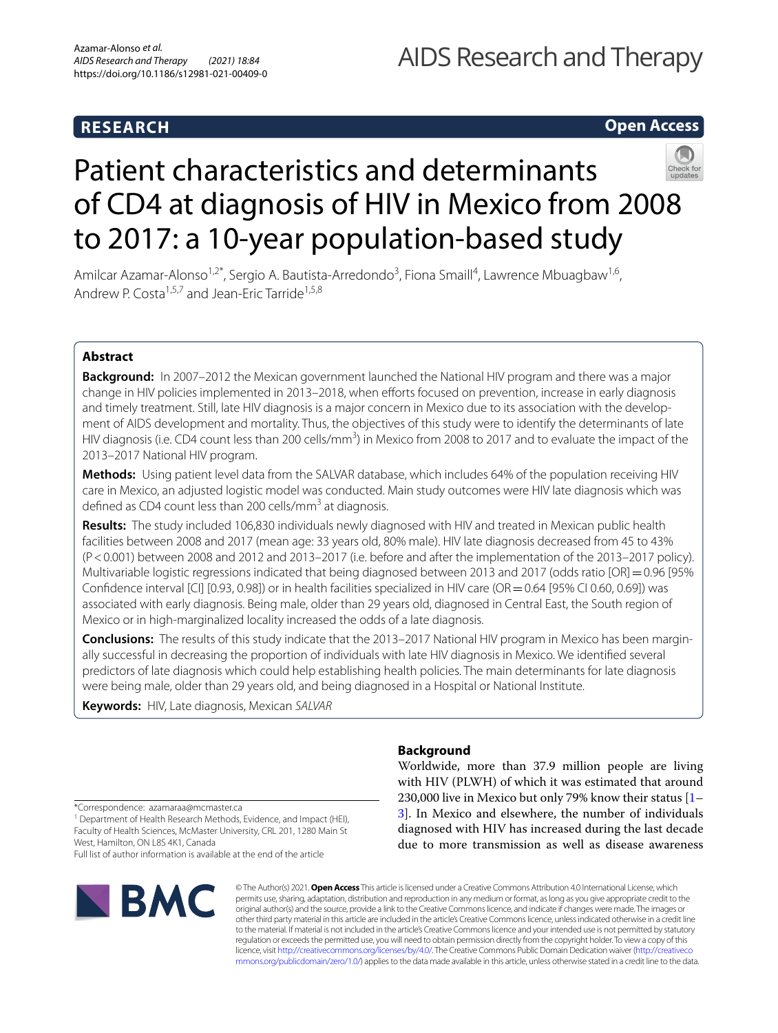RESEARCH

Open Access

# Patient characteristics and determinants of CD4 at diagnosis of HIV in Mexico from 2008 to 2017: a 10-year population-based study

Amilcar Azamar-Alonso[1,2*], Sergio A. Bautista-Arredondo[3], Fiona Smaill[4], Lawrence Mbuagbaw[1,6], Andrew P. Costa[1,5,7] and Jean-Eric Tarride[1,5,8]

## Abstract

**Background:** In 2007–2012 the Mexican government launched the National HIV program and there was a major change in HIV policies implemented in 2013–2018, when efforts focused on prevention, increase in early diagnosis and timely treatment. Still, late HIV diagnosis is a major concern in Mexico due to its association with the development of AIDS development and mortality. Thus, the objectives of this study were to identify the determinants of late HIV diagnosis (i.e. CD4 count less than 200 cells/mm$^3$) in Mexico from 2008 to 2017 and to evaluate the impact of the 2013–2017 National HIV program.

**Methods:** Using patient level data from the SALVAR database, which includes 64% of the population receiving HIV care in Mexico, an adjusted logistic model was conducted. Main study outcomes were HIV late diagnosis which was defined as CD4 count less than 200 cells/mm$^3$ at diagnosis.

**Results:** The study included 106,830 individuals newly diagnosed with HIV and treated in Mexican public health facilities between 2008 and 2017 (mean age: 33 years old, 80% male). HIV late diagnosis decreased from 45 to 43% ($P < 0.001$) between 2008 and 2012 and 2013–2017 (i.e. before and after the implementation of the 2013–2017 policy). Multivariable logistic regressions indicated that being diagnosed between 2013 and 2017 (odds ratio [OR] = 0.96 [95% Confidence interval [CI] [0.93, 0.98]) or in health facilities specialized in HIV care (OR = 0.64 [95% CI 0.60, 0.69]) was associated with early diagnosis. Being male, older than 29 years old, diagnosed in Central East, the South region of Mexico or in high-marginalized locality increased the odds of a late diagnosis.

**Conclusions:** The results of this study indicate that the 2013–2017 National HIV program in Mexico has been marginally successful in decreasing the proportion of individuals with late HIV diagnosis in Mexico. We identified several predictors of late diagnosis which could help establishing health policies. The main determinants for late diagnosis were being male, older than 29 years old, and being diagnosed in a Hospital or National Institute.

**Keywords:** HIV, Late diagnosis, Mexican *SALVAR*

## Background

Worldwide, more than 37.9 million people are living with HIV (PLWH) of which it was estimated that around 230,000 live in Mexico but only 79% know their status [1–3]. In Mexico and elsewhere, the number of individuals diagnosed with HIV has increased during the last decade due to more transmission as well as disease awareness

*Correspondence: azamaraa@mcmaster.ca
[1] Department of Health Research Methods, Evidence, and Impact (HEI), Faculty of Health Sciences, McMaster University, CRL 201, 1280 Main St West, Hamilton, ON L8S 4K1, Canada
Full list of author information is available at the end of the article

© The Author(s) 2021. **Open Access** This article is licensed under a Creative Commons Attribution 4.0 International License, which permits use, sharing, adaptation, distribution and reproduction in any medium or format, as long as you give appropriate credit to the original author(s) and the source, provide a link to the Creative Commons licence, and indicate if changes were made. The images or other third party material in this article are included in the article's Creative Commons licence, unless indicated otherwise in a credit line to the material. If material is not included in the article's Creative Commons licence and your intended use is not permitted by statutory regulation or exceeds the permitted use, you will need to obtain permission directly from the copyright holder. To view a copy of this licence, visit http://creativecommons.org/licenses/by/4.0/. The Creative Commons Public Domain Dedication waiver (http://creativecommons.org/publicdomain/zero/1.0/) applies to the data made available in this article, unless otherwise stated in a credit line to the data.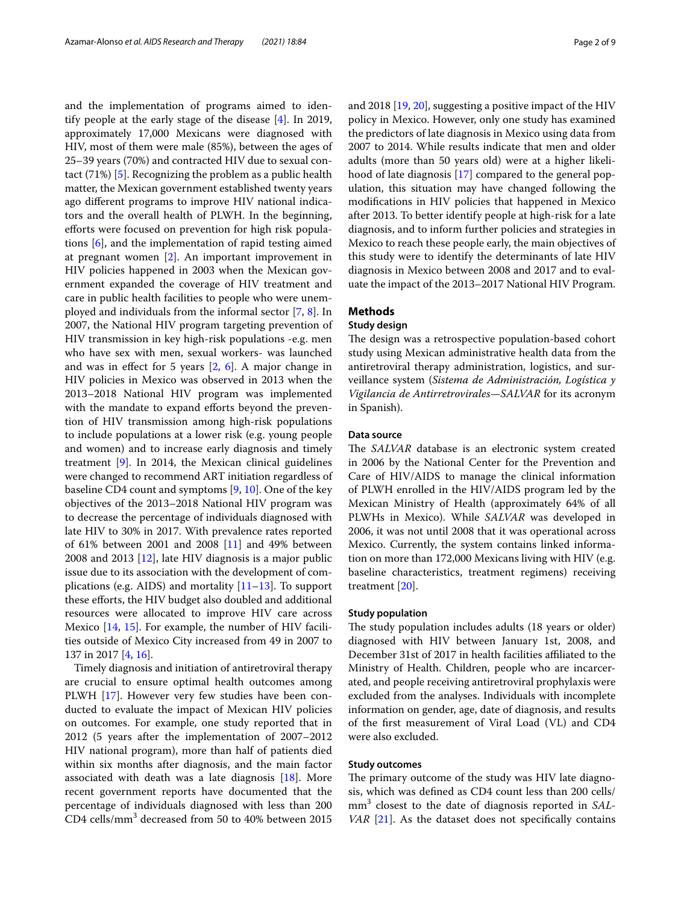and the implementation of programs aimed to identify people at the early stage of the disease [4]. In 2019, approximately 17,000 Mexicans were diagnosed with HIV, most of them were male (85%), between the ages of 25–39 years (70%) and contracted HIV due to sexual contact (71%) [5]. Recognizing the problem as a public health matter, the Mexican government established twenty years ago different programs to improve HIV national indicators and the overall health of PLWH. In the beginning, efforts were focused on prevention for high risk populations [6], and the implementation of rapid testing aimed at pregnant women [2]. An important improvement in HIV policies happened in 2003 when the Mexican government expanded the coverage of HIV treatment and care in public health facilities to people who were unemployed and individuals from the informal sector [7, 8]. In 2007, the National HIV program targeting prevention of HIV transmission in key high-risk populations -e.g. men who have sex with men, sexual workers- was launched and was in effect for 5 years [2, 6]. A major change in HIV policies in Mexico was observed in 2013 when the 2013–2018 National HIV program was implemented with the mandate to expand efforts beyond the prevention of HIV transmission among high-risk populations to include populations at a lower risk (e.g. young people and women) and to increase early diagnosis and timely treatment [9]. In 2014, the Mexican clinical guidelines were changed to recommend ART initiation regardless of baseline CD4 count and symptoms [9, 10]. One of the key objectives of the 2013–2018 National HIV program was to decrease the percentage of individuals diagnosed with late HIV to 30% in 2017. With prevalence rates reported of 61% between 2001 and 2008 [11] and 49% between 2008 and 2013 [12], late HIV diagnosis is a major public issue due to its association with the development of complications (e.g. AIDS) and mortality [11–13]. To support these efforts, the HIV budget also doubled and additional resources were allocated to improve HIV care across Mexico [14, 15]. For example, the number of HIV facilities outside of Mexico City increased from 49 in 2007 to 137 in 2017 [4, 16].

Timely diagnosis and initiation of antiretroviral therapy are crucial to ensure optimal health outcomes among PLWH [17]. However very few studies have been conducted to evaluate the impact of Mexican HIV policies on outcomes. For example, one study reported that in 2012 (5 years after the implementation of 2007–2012 HIV national program), more than half of patients died within six months after diagnosis, and the main factor associated with death was a late diagnosis [18]. More recent government reports have documented that the percentage of individuals diagnosed with less than 200 CD4 cells/mm$^3$ decreased from 50 to 40% between 2015 and 2018 [19, 20], suggesting a positive impact of the HIV policy in Mexico. However, only one study has examined the predictors of late diagnosis in Mexico using data from 2007 to 2014. While results indicate that men and older adults (more than 50 years old) were at a higher likelihood of late diagnosis [17] compared to the general population, this situation may have changed following the modifications in HIV policies that happened in Mexico after 2013. To better identify people at high-risk for a late diagnosis, and to inform further policies and strategies in Mexico to reach these people early, the main objectives of this study were to identify the determinants of late HIV diagnosis in Mexico between 2008 and 2017 and to evaluate the impact of the 2013–2017 National HIV Program.

## Methods

### Study design

The design was a retrospective population-based cohort study using Mexican administrative health data from the antiretroviral therapy administration, logistics, and surveillance system (*Sistema de Administración, Logística y Vigilancia de Antirretrovirales—SALVAR* for its acronym in Spanish).

### Data source

The *SALVAR* database is an electronic system created in 2006 by the National Center for the Prevention and Care of HIV/AIDS to manage the clinical information of PLWH enrolled in the HIV/AIDS program led by the Mexican Ministry of Health (approximately 64% of all PLWHs in Mexico). While *SALVAR* was developed in 2006, it was not until 2008 that it was operational across Mexico. Currently, the system contains linked information on more than 172,000 Mexicans living with HIV (e.g. baseline characteristics, treatment regimens) receiving treatment [20].

### Study population

The study population includes adults (18 years or older) diagnosed with HIV between January 1st, 2008, and December 31st of 2017 in health facilities affiliated to the Ministry of Health. Children, people who are incarcerated, and people receiving antiretroviral prophylaxis were excluded from the analyses. Individuals with incomplete information on gender, age, date of diagnosis, and results of the first measurement of Viral Load (VL) and CD4 were also excluded.

### Study outcomes

The primary outcome of the study was HIV late diagnosis, which was defined as CD4 count less than 200 cells/mm$^3$ closest to the date of diagnosis reported in *SALVAR* [21]. As the dataset does not specifically contains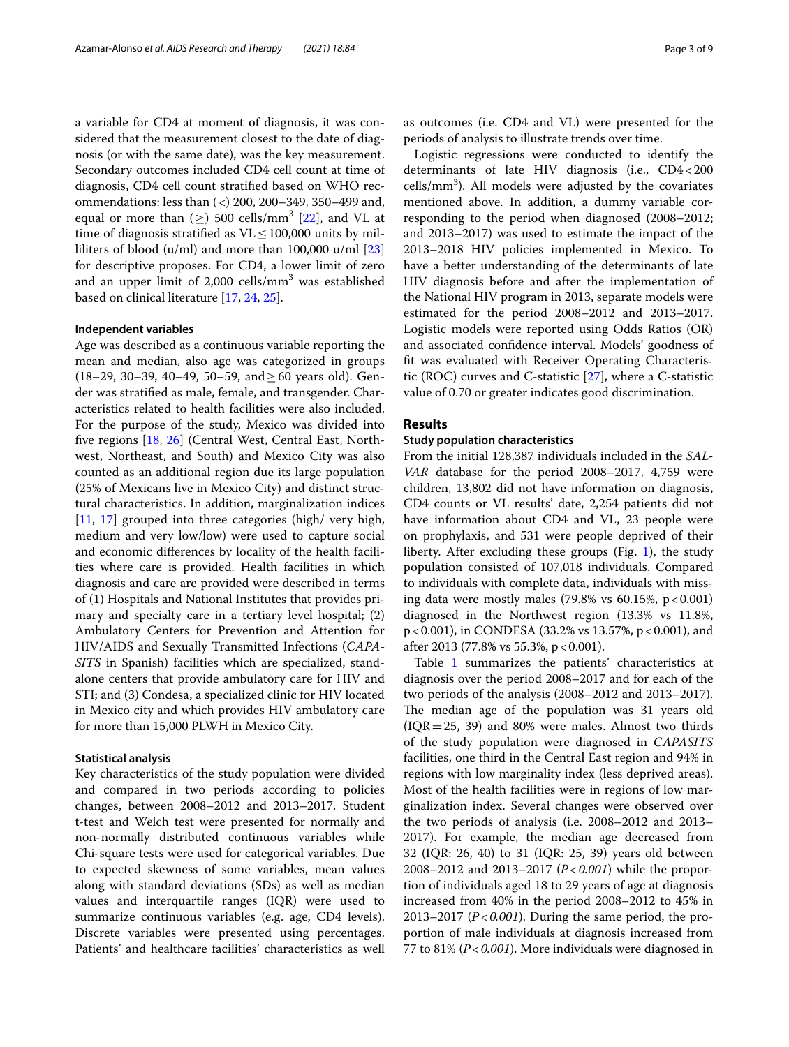a variable for CD4 at moment of diagnosis, it was considered that the measurement closest to the date of diagnosis (or with the same date), was the key measurement. Secondary outcomes included CD4 cell count at time of diagnosis, CD4 cell count stratified based on WHO recommendations: less than (<) 200, 200–349, 350–499 and, equal or more than (≥) 500 cells/mm$^3$ [22], and VL at time of diagnosis stratified as VL ≤ 100,000 units by milliliters of blood (u/ml) and more than 100,000 u/ml [23] for descriptive proposes. For CD4, a lower limit of zero and an upper limit of 2,000 cells/mm$^3$ was established based on clinical literature [17, 24, 25].

#### Independent variables

Age was described as a continuous variable reporting the mean and median, also age was categorized in groups (18–29, 30–39, 40–49, 50–59, and ≥ 60 years old). Gender was stratified as male, female, and transgender. Characteristics related to health facilities were also included. For the purpose of the study, Mexico was divided into five regions [18, 26] (Central West, Central East, Northwest, Northeast, and South) and Mexico City was also counted as an additional region due its large population (25% of Mexicans live in Mexico City) and distinct structural characteristics. In addition, marginalization indices [11, 17] grouped into three categories (high/ very high, medium and very low/low) were used to capture social and economic differences by locality of the health facilities where care is provided. Health facilities in which diagnosis and care are provided were described in terms of (1) Hospitals and National Institutes that provides primary and specialty care in a tertiary level hospital; (2) Ambulatory Centers for Prevention and Attention for HIV/AIDS and Sexually Transmitted Infections (*CAPASITS* in Spanish) facilities which are specialized, standalone centers that provide ambulatory care for HIV and STI; and (3) Condesa, a specialized clinic for HIV located in Mexico city and which provides HIV ambulatory care for more than 15,000 PLWH in Mexico City.

#### Statistical analysis

Key characteristics of the study population were divided and compared in two periods according to policies changes, between 2008–2012 and 2013–2017. Student t-test and Welch test were presented for normally and non-normally distributed continuous variables while Chi-square tests were used for categorical variables. Due to expected skewness of some variables, mean values along with standard deviations (SDs) as well as median values and interquartile ranges (IQR) were used to summarize continuous variables (e.g. age, CD4 levels). Discrete variables were presented using percentages. Patients' and healthcare facilities' characteristics as well as outcomes (i.e. CD4 and VL) were presented for the periods of analysis to illustrate trends over time.

Logistic regressions were conducted to identify the determinants of late HIV diagnosis (i.e., CD4 < 200 cells/mm$^3$). All models were adjusted by the covariates mentioned above. In addition, a dummy variable corresponding to the period when diagnosed (2008–2012; and 2013–2017) was used to estimate the impact of the 2013–2018 HIV policies implemented in Mexico. To have a better understanding of the determinants of late HIV diagnosis before and after the implementation of the National HIV program in 2013, separate models were estimated for the period 2008–2012 and 2013–2017. Logistic models were reported using Odds Ratios (OR) and associated confidence interval. Models' goodness of fit was evaluated with Receiver Operating Characteristic (ROC) curves and C-statistic [27], where a C-statistic value of 0.70 or greater indicates good discrimination.

## Results

#### Study population characteristics

From the initial 128,387 individuals included in the *SALVAR* database for the period 2008–2017, 4,759 were children, 13,802 did not have information on diagnosis, CD4 counts or VL results' date, 2,254 patients did not have information about CD4 and VL, 23 people were on prophylaxis, and 531 were people deprived of their liberty. After excluding these groups (Fig. 1), the study population consisted of 107,018 individuals. Compared to individuals with complete data, individuals with missing data were mostly males (79.8% vs 60.15%, $p < 0.001$) diagnosed in the Northwest region (13.3% vs 11.8%, $p < 0.001$), in CONDESA (33.2% vs 13.57%, $p < 0.001$), and after 2013 (77.8% vs 55.3%, $p < 0.001$).

Table 1 summarizes the patients' characteristics at diagnosis over the period 2008–2017 and for each of the two periods of the analysis (2008–2012 and 2013–2017). The median age of the population was 31 years old (IQR = 25, 39) and 80% were males. Almost two thirds of the study population were diagnosed in *CAPASITS* facilities, one third in the Central East region and 94% in regions with low marginality index (less deprived areas). Most of the health facilities were in regions of low marginalization index. Several changes were observed over the two periods of analysis (i.e. 2008–2012 and 2013–2017). For example, the median age decreased from 32 (IQR: 26, 40) to 31 (IQR: 25, 39) years old between 2008–2012 and 2013–2017 ($P < 0.001$) while the proportion of individuals aged 18 to 29 years of age at diagnosis increased from 40% in the period 2008–2012 to 45% in 2013–2017 ($P < 0.001$). During the same period, the proportion of male individuals at diagnosis increased from 77 to 81% ($P < 0.001$). More individuals were diagnosed in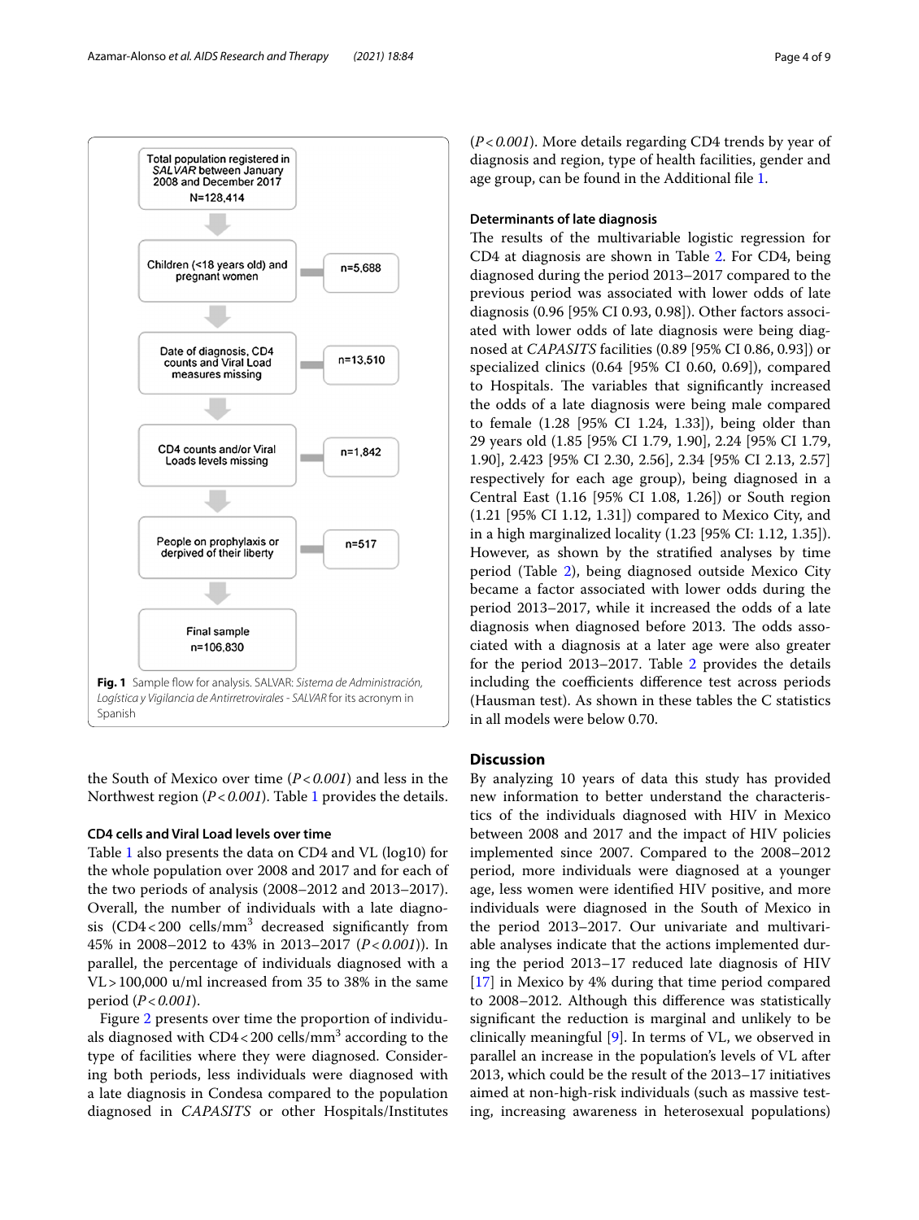Total population registered in *SALVAR* between January 2008 and December 2017
N=128,414

Children (<18 years old) and pregnant women — n=5,688

Date of diagnosis, CD4 counts and Viral Load measures missing — n=13,510

CD4 counts and/or Viral Loads levels missing — n=1,842

People on prophylaxis or derpived of their liberty — n=517

Final sample
n=106,830

**Fig. 1** Sample flow for analysis. SALVAR: *Sistema de Administración, Logística y Vigilancia de Antirretrovirales - SALVAR* for its acronym in Spanish

the South of Mexico over time (*P < 0.001*) and less in the Northwest region (*P < 0.001*). Table 1 provides the details.

### CD4 cells and Viral Load levels over time

Table 1 also presents the data on CD4 and VL (log10) for the whole population over 2008 and 2017 and for each of the two periods of analysis (2008–2012 and 2013–2017). Overall, the number of individuals with a late diagnosis (CD4 < 200 cells/mm$^3$ decreased significantly from 45% in 2008–2012 to 43% in 2013–2017 (*P < 0.001*)). In parallel, the percentage of individuals diagnosed with a VL > 100,000 u/ml increased from 35 to 38% in the same period (*P < 0.001*).

Figure 2 presents over time the proportion of individuals diagnosed with CD4 < 200 cells/mm$^3$ according to the type of facilities where they were diagnosed. Considering both periods, less individuals were diagnosed with a late diagnosis in Condesa compared to the population diagnosed in *CAPASITS* or other Hospitals/Institutes (*P < 0.001*). More details regarding CD4 trends by year of diagnosis and region, type of health facilities, gender and age group, can be found in the Additional file 1.

### Determinants of late diagnosis

The results of the multivariable logistic regression for CD4 at diagnosis are shown in Table 2. For CD4, being diagnosed during the period 2013–2017 compared to the previous period was associated with lower odds of late diagnosis (0.96 [95% CI 0.93, 0.98]). Other factors associated with lower odds of late diagnosis were being diagnosed at *CAPASITS* facilities (0.89 [95% CI 0.86, 0.93]) or specialized clinics (0.64 [95% CI 0.60, 0.69]), compared to Hospitals. The variables that significantly increased the odds of a late diagnosis were being male compared to female (1.28 [95% CI 1.24, 1.33]), being older than 29 years old (1.85 [95% CI 1.79, 1.90], 2.24 [95% CI 1.79, 1.90], 2.423 [95% CI 2.30, 2.56], 2.34 [95% CI 2.13, 2.57] respectively for each age group), being diagnosed in a Central East (1.16 [95% CI 1.08, 1.26]) or South region (1.21 [95% CI 1.12, 1.31]) compared to Mexico City, and in a high marginalized locality (1.23 [95% CI: 1.12, 1.35]). However, as shown by the stratified analyses by time period (Table 2), being diagnosed outside Mexico City became a factor associated with lower odds during the period 2013–2017, while it increased the odds of a late diagnosis when diagnosed before 2013. The odds associated with a diagnosis at a later age were also greater for the period 2013–2017. Table 2 provides the details including the coefficients difference test across periods (Hausman test). As shown in these tables the C statistics in all models were below 0.70.

## Discussion

By analyzing 10 years of data this study has provided new information to better understand the characteristics of the individuals diagnosed with HIV in Mexico between 2008 and 2017 and the impact of HIV policies implemented since 2007. Compared to the 2008–2012 period, more individuals were diagnosed at a younger age, less women were identified HIV positive, and more individuals were diagnosed in the South of Mexico in the period 2013–2017. Our univariate and multivariable analyses indicate that the actions implemented during the period 2013–17 reduced late diagnosis of HIV [17] in Mexico by 4% during that time period compared to 2008–2012. Although this difference was statistically significant the reduction is marginal and unlikely to be clinically meaningful [9]. In terms of VL, we observed in parallel an increase in the population's levels of VL after 2013, which could be the result of the 2013–17 initiatives aimed at non-high-risk individuals (such as massive testing, increasing awareness in heterosexual populations)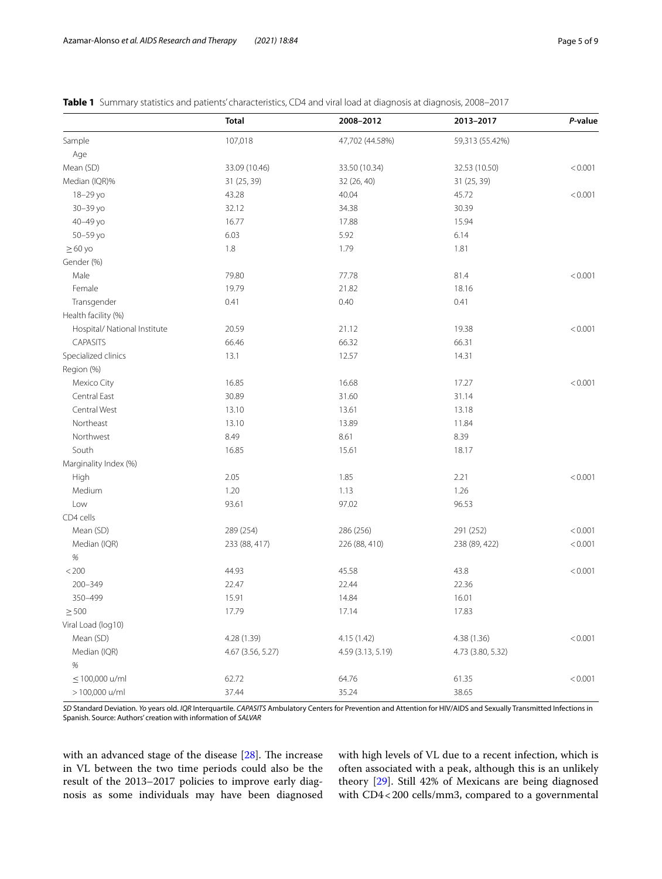**Table 1** Summary statistics and patients' characteristics, CD4 and viral load at diagnosis at diagnosis, 2008–2017

| | Total | 2008–2012 | 2013–2017 | *P*-value |
|---|---|---|---|---|
| Sample | 107,018 | 47,702 (44.58%) | 59,313 (55.42%) | |
| Age | | | | |
| Mean (SD) | 33.09 (10.46) | 33.50 (10.34) | 32.53 (10.50) | < 0.001 |
| Median (IQR)% | 31 (25, 39) | 32 (26, 40) | 31 (25, 39) | |
| 18–29 yo | 43.28 | 40.04 | 45.72 | < 0.001 |
| 30–39 yo | 32.12 | 34.38 | 30.39 | |
| 40–49 yo | 16.77 | 17.88 | 15.94 | |
| 50–59 yo | 6.03 | 5.92 | 6.14 | |
| ≥ 60 yo | 1.8 | 1.79 | 1.81 | |
| Gender (%) | | | | |
| Male | 79.80 | 77.78 | 81.4 | < 0.001 |
| Female | 19.79 | 21.82 | 18.16 | |
| Transgender | 0.41 | 0.40 | 0.41 | |
| Health facility (%) | | | | |
| Hospital/ National Institute | 20.59 | 21.12 | 19.38 | < 0.001 |
| CAPASITS | 66.46 | 66.32 | 66.31 | |
| Specialized clinics | 13.1 | 12.57 | 14.31 | |
| Region (%) | | | | |
| Mexico City | 16.85 | 16.68 | 17.27 | < 0.001 |
| Central East | 30.89 | 31.60 | 31.14 | |
| Central West | 13.10 | 13.61 | 13.18 | |
| Northeast | 13.10 | 13.89 | 11.84 | |
| Northwest | 8.49 | 8.61 | 8.39 | |
| South | 16.85 | 15.61 | 18.17 | |
| Marginality Index (%) | | | | |
| High | 2.05 | 1.85 | 2.21 | < 0.001 |
| Medium | 1.20 | 1.13 | 1.26 | |
| Low | 93.61 | 97.02 | 96.53 | |
| CD4 cells | | | | |
| Mean (SD) | 289 (254) | 286 (256) | 291 (252) | < 0.001 |
| Median (IQR) | 233 (88, 417) | 226 (88, 410) | 238 (89, 422) | < 0.001 |
| % | | | | |
| < 200 | 44.93 | 45.58 | 43.8 | < 0.001 |
| 200–349 | 22.47 | 22.44 | 22.36 | |
| 350–499 | 15.91 | 14.84 | 16.01 | |
| ≥ 500 | 17.79 | 17.14 | 17.83 | |
| Viral Load (log10) | | | | |
| Mean (SD) | 4.28 (1.39) | 4.15 (1.42) | 4.38 (1.36) | < 0.001 |
| Median (IQR) | 4.67 (3.56, 5.27) | 4.59 (3.13, 5.19) | 4.73 (3.80, 5.32) | |
| % | | | | |
| ≤ 100,000 u/ml | 62.72 | 64.76 | 61.35 | < 0.001 |
| > 100,000 u/ml | 37.44 | 35.24 | 38.65 | |

*SD* Standard Deviation. *Yo* years old. *IQR* Interquartile. *CAPASITS* Ambulatory Centers for Prevention and Attention for HIV/AIDS and Sexually Transmitted Infections in Spanish. Source: Authors' creation with information of *SALVAR*

with an advanced stage of the disease [28]. The increase in VL between the two time periods could also be the result of the 2013–2017 policies to improve early diagnosis as some individuals may have been diagnosed with high levels of VL due to a recent infection, which is often associated with a peak, although this is an unlikely theory [29]. Still 42% of Mexicans are being diagnosed with CD4 < 200 cells/mm3, compared to a governmental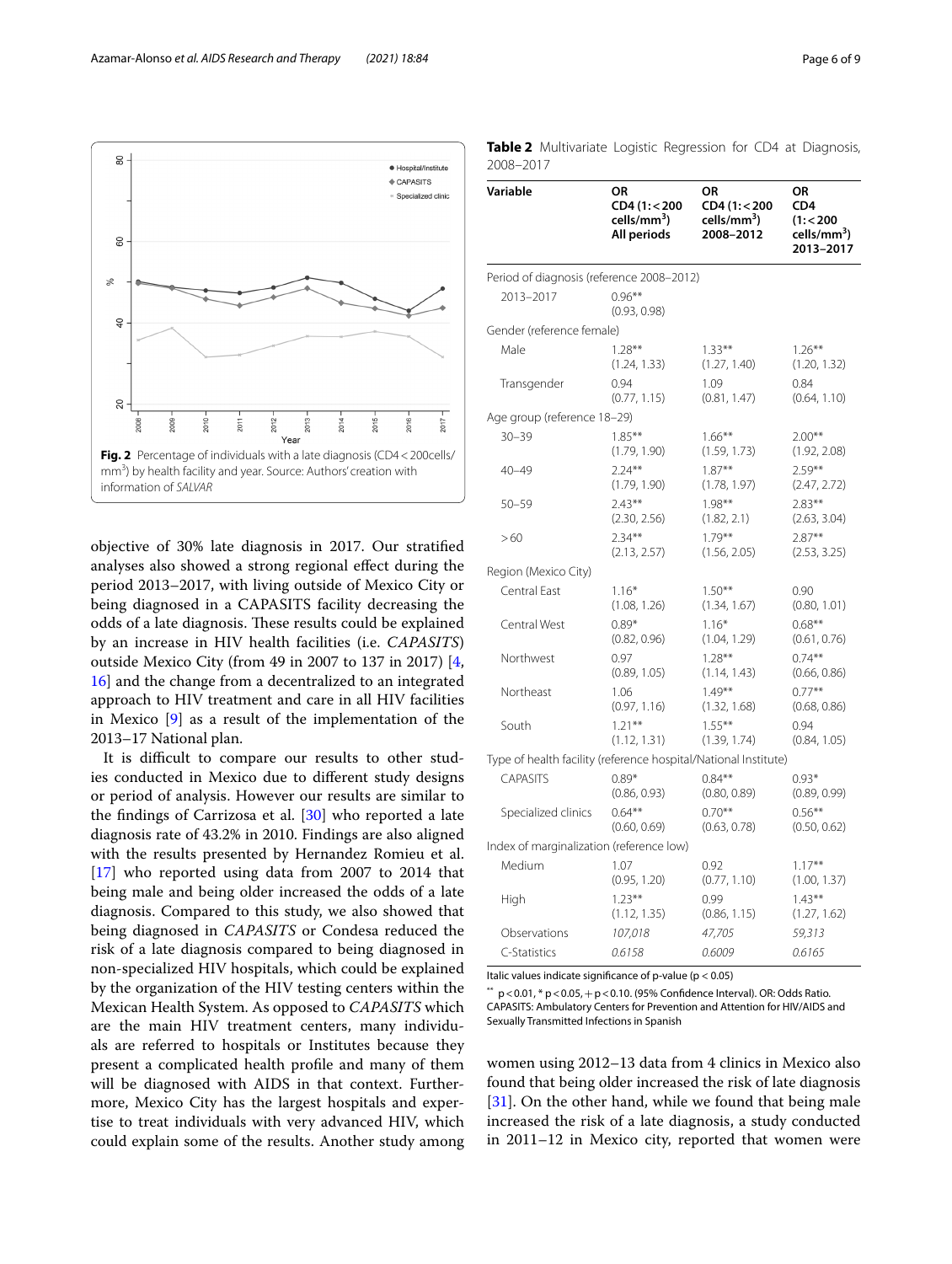Fig. 2 Percentage of individuals with a late diagnosis (CD4 < 200cells/mm$^3$) by health facility and year. Source: Authors' creation with information of *SALVAR*

**Table 2** Multivariate Logistic Regression for CD4 at Diagnosis, 2008–2017

| Variable | OR CD4 (1: < 200 cells/mm$^3$) All periods | OR CD4 (1: < 200 cells/mm$^3$) 2008–2012 | OR CD4 (1: < 200 cells/mm$^3$) 2013–2017 |
|---|---|---|---|
| Period of diagnosis (reference 2008–2012) | | | |
| 2013–2017 | 0.96** (0.93, 0.98) | | |
| Gender (reference female) | | | |
| Male | 1.28** (1.24, 1.33) | 1.33** (1.27, 1.40) | 1.26** (1.20, 1.32) |
| Transgender | 0.94 (0.77, 1.15) | 1.09 (0.81, 1.47) | 0.84 (0.64, 1.10) |
| Age group (reference 18–29) | | | |
| 30–39 | 1.85** (1.79, 1.90) | 1.66** (1.59, 1.73) | 2.00** (1.92, 2.08) |
| 40–49 | 2.24** (1.79, 1.90) | 1.87** (1.78, 1.97) | 2.59** (2.47, 2.72) |
| 50–59 | 2.43** (2.30, 2.56) | 1.98** (1.82, 2.1) | 2.83** (2.63, 3.04) |
| > 60 | 2.34** (2.13, 2.57) | 1.79** (1.56, 2.05) | 2.87** (2.53, 3.25) |
| Region (Mexico City) | | | |
| Central East | 1.16* (1.08, 1.26) | 1.50** (1.34, 1.67) | 0.90 (0.80, 1.01) |
| Central West | 0.89* (0.82, 0.96) | 1.16* (1.04, 1.29) | 0.68** (0.61, 0.76) |
| Northwest | 0.97 (0.89, 1.05) | 1.28** (1.14, 1.43) | 0.74** (0.66, 0.86) |
| Northeast | 1.06 (0.97, 1.16) | 1.49** (1.32, 1.68) | 0.77** (0.68, 0.86) |
| South | 1.21** (1.12, 1.31) | 1.55** (1.39, 1.74) | 0.94 (0.84, 1.05) |
| Type of health facility (reference hospital/National Institute) | | | |
| CAPASITS | 0.89* (0.86, 0.93) | 0.84** (0.80, 0.89) | 0.93* (0.89, 0.99) |
| Specialized clinics | 0.64** (0.60, 0.69) | 0.70** (0.63, 0.78) | 0.56** (0.50, 0.62) |
| Index of marginalization (reference low) | | | |
| Medium | 1.07 (0.95, 1.20) | 0.92 (0.77, 1.10) | 1.17** (1.00, 1.37) |
| High | 1.23** (1.12, 1.35) | 0.99 (0.86, 1.15) | 1.43** (1.27, 1.62) |
| Observations | *107,018* | *47,705* | *59,313* |
| C-Statistics | *0.6158* | *0.6009* | *0.6165* |

Italic values indicate significance of p-value ($p < 0.05$)

** $p < 0.01$, * $p < 0.05$, + $p < 0.10$. (95% Confidence Interval). OR: Odds Ratio. CAPASITS: Ambulatory Centers for Prevention and Attention for HIV/AIDS and Sexually Transmitted Infections in Spanish

objective of 30% late diagnosis in 2017. Our stratified analyses also showed a strong regional effect during the period 2013–2017, with living outside of Mexico City or being diagnosed in a CAPASITS facility decreasing the odds of a late diagnosis. These results could be explained by an increase in HIV health facilities (i.e. *CAPASITS*) outside Mexico City (from 49 in 2007 to 137 in 2017) [4, 16] and the change from a decentralized to an integrated approach to HIV treatment and care in all HIV facilities in Mexico [9] as a result of the implementation of the 2013–17 National plan.

It is difficult to compare our results to other studies conducted in Mexico due to different study designs or period of analysis. However our results are similar to the findings of Carrizosa et al. [30] who reported a late diagnosis rate of 43.2% in 2010. Findings are also aligned with the results presented by Hernandez Romieu et al. [17] who reported using data from 2007 to 2014 that being male and being older increased the odds of a late diagnosis. Compared to this study, we also showed that being diagnosed in *CAPASITS* or Condesa reduced the risk of a late diagnosis compared to being diagnosed in non-specialized HIV hospitals, which could be explained by the organization of the HIV testing centers within the Mexican Health System. As opposed to *CAPASITS* which are the main HIV treatment centers, many individuals are referred to hospitals or Institutes because they present a complicated health profile and many of them will be diagnosed with AIDS in that context. Furthermore, Mexico City has the largest hospitals and expertise to treat individuals with very advanced HIV, which could explain some of the results. Another study among women using 2012–13 data from 4 clinics in Mexico also found that being older increased the risk of late diagnosis [31]. On the other hand, while we found that being male increased the risk of a late diagnosis, a study conducted in 2011–12 in Mexico city, reported that women were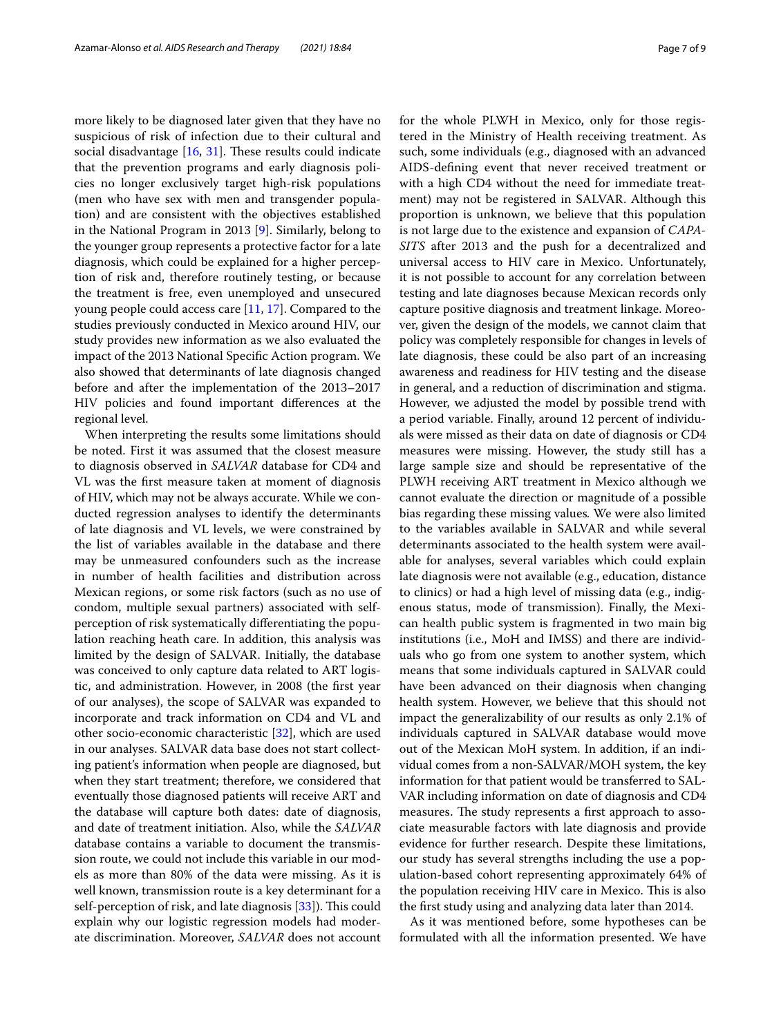more likely to be diagnosed later given that they have no suspicious of risk of infection due to their cultural and social disadvantage [16, 31]. These results could indicate that the prevention programs and early diagnosis policies no longer exclusively target high-risk populations (men who have sex with men and transgender population) and are consistent with the objectives established in the National Program in 2013 [9]. Similarly, belong to the younger group represents a protective factor for a late diagnosis, which could be explained for a higher perception of risk and, therefore routinely testing, or because the treatment is free, even unemployed and unsecured young people could access care [11, 17]. Compared to the studies previously conducted in Mexico around HIV, our study provides new information as we also evaluated the impact of the 2013 National Specific Action program. We also showed that determinants of late diagnosis changed before and after the implementation of the 2013–2017 HIV policies and found important differences at the regional level.

When interpreting the results some limitations should be noted. First it was assumed that the closest measure to diagnosis observed in *SALVAR* database for CD4 and VL was the first measure taken at moment of diagnosis of HIV, which may not be always accurate. While we conducted regression analyses to identify the determinants of late diagnosis and VL levels, we were constrained by the list of variables available in the database and there may be unmeasured confounders such as the increase in number of health facilities and distribution across Mexican regions, or some risk factors (such as no use of condom, multiple sexual partners) associated with self-perception of risk systematically differentiating the population reaching heath care. In addition, this analysis was limited by the design of SALVAR. Initially, the database was conceived to only capture data related to ART logistic, and administration. However, in 2008 (the first year of our analyses), the scope of SALVAR was expanded to incorporate and track information on CD4 and VL and other socio-economic characteristic [32], which are used in our analyses. SALVAR data base does not start collecting patient's information when people are diagnosed, but when they start treatment; therefore, we considered that eventually those diagnosed patients will receive ART and the database will capture both dates: date of diagnosis, and date of treatment initiation. Also, while the *SALVAR* database contains a variable to document the transmission route, we could not include this variable in our models as more than 80% of the data were missing. As it is well known, transmission route is a key determinant for a self-perception of risk, and late diagnosis [33]). This could explain why our logistic regression models had moderate discrimination. Moreover, *SALVAR* does not account for the whole PLWH in Mexico, only for those registered in the Ministry of Health receiving treatment. As such, some individuals (e.g., diagnosed with an advanced AIDS-defining event that never received treatment or with a high CD4 without the need for immediate treatment) may not be registered in SALVAR. Although this proportion is unknown, we believe that this population is not large due to the existence and expansion of *CAPASITS* after 2013 and the push for a decentralized and universal access to HIV care in Mexico. Unfortunately, it is not possible to account for any correlation between testing and late diagnoses because Mexican records only capture positive diagnosis and treatment linkage. Moreover, given the design of the models, we cannot claim that policy was completely responsible for changes in levels of late diagnosis, these could be also part of an increasing awareness and readiness for HIV testing and the disease in general, and a reduction of discrimination and stigma. However, we adjusted the model by possible trend with a period variable. Finally, around 12 percent of individuals were missed as their data on date of diagnosis or CD4 measures were missing. However, the study still has a large sample size and should be representative of the PLWH receiving ART treatment in Mexico although we cannot evaluate the direction or magnitude of a possible bias regarding these missing values. We were also limited to the variables available in SALVAR and while several determinants associated to the health system were available for analyses, several variables which could explain late diagnosis were not available (e.g., education, distance to clinics) or had a high level of missing data (e.g., indigenous status, mode of transmission). Finally, the Mexican health public system is fragmented in two main big institutions (i.e., MoH and IMSS) and there are individuals who go from one system to another system, which means that some individuals captured in SALVAR could have been advanced on their diagnosis when changing health system. However, we believe that this should not impact the generalizability of our results as only 2.1% of individuals captured in SALVAR database would move out of the Mexican MoH system. In addition, if an individual comes from a non-SALVAR/MOH system, the key information for that patient would be transferred to SALVAR including information on date of diagnosis and CD4 measures. The study represents a first approach to associate measurable factors with late diagnosis and provide evidence for further research. Despite these limitations, our study has several strengths including the use a population-based cohort representing approximately 64% of the population receiving HIV care in Mexico. This is also the first study using and analyzing data later than 2014.

As it was mentioned before, some hypotheses can be formulated with all the information presented. We have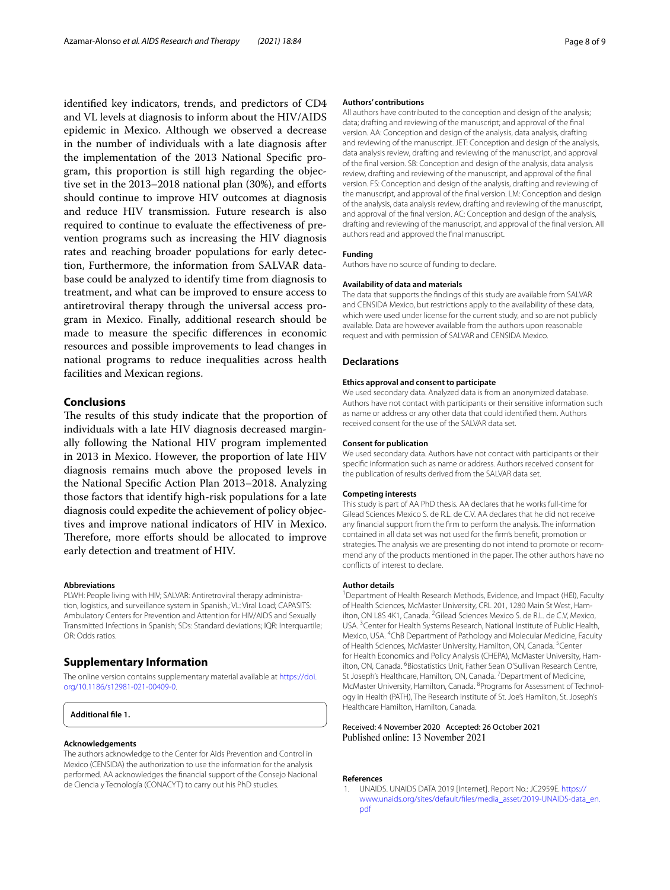identified key indicators, trends, and predictors of CD4 and VL levels at diagnosis to inform about the HIV/AIDS epidemic in Mexico. Although we observed a decrease in the number of individuals with a late diagnosis after the implementation of the 2013 National Specific program, this proportion is still high regarding the objective set in the 2013–2018 national plan (30%), and efforts should continue to improve HIV outcomes at diagnosis and reduce HIV transmission. Future research is also required to continue to evaluate the effectiveness of prevention programs such as increasing the HIV diagnosis rates and reaching broader populations for early detection, Furthermore, the information from SALVAR database could be analyzed to identify time from diagnosis to treatment, and what can be improved to ensure access to antiretroviral therapy through the universal access program in Mexico. Finally, additional research should be made to measure the specific differences in economic resources and possible improvements to lead changes in national programs to reduce inequalities across health facilities and Mexican regions.

## Conclusions

The results of this study indicate that the proportion of individuals with a late HIV diagnosis decreased marginally following the National HIV program implemented in 2013 in Mexico. However, the proportion of late HIV diagnosis remains much above the proposed levels in the National Specific Action Plan 2013–2018. Analyzing those factors that identify high-risk populations for a late diagnosis could expedite the achievement of policy objectives and improve national indicators of HIV in Mexico. Therefore, more efforts should be allocated to improve early detection and treatment of HIV.

#### Abbreviations

PLWH: People living with HIV; SALVAR: Antiretroviral therapy administration, logistics, and surveillance system in Spanish.; VL: Viral Load; CAPASITS: Ambulatory Centers for Prevention and Attention for HIV/AIDS and Sexually Transmitted Infections in Spanish; SDs: Standard deviations; IQR: Interquartile; OR: Odds ratios.

## Supplementary Information

The online version contains supplementary material available at https://doi.org/10.1186/s12981-021-00409-0.

**Additional file 1.**

#### Acknowledgements

The authors acknowledge to the Center for Aids Prevention and Control in Mexico (CENSIDA) the authorization to use the information for the analysis performed. AA acknowledges the financial support of the Consejo Nacional de Ciencia y Tecnología (CONACYT) to carry out his PhD studies.

#### Authors' contributions

All authors have contributed to the conception and design of the analysis; data; drafting and reviewing of the manuscript; and approval of the final version. AA: Conception and design of the analysis, data analysis, drafting and reviewing of the manuscript. JET: Conception and design of the analysis, data analysis review, drafting and reviewing of the manuscript, and approval of the final version. SB: Conception and design of the analysis, data analysis review, drafting and reviewing of the manuscript, and approval of the final version. FS: Conception and design of the analysis, drafting and reviewing of the manuscript, and approval of the final version. LM: Conception and design of the analysis, data analysis review, drafting and reviewing of the manuscript, and approval of the final version. AC: Conception and design of the analysis, drafting and reviewing of the manuscript, and approval of the final version. All authors read and approved the final manuscript.

#### Funding

Authors have no source of funding to declare.

#### Availability of data and materials

The data that supports the findings of this study are available from SALVAR and CENSIDA Mexico, but restrictions apply to the availability of these data, which were used under license for the current study, and so are not publicly available. Data are however available from the authors upon reasonable request and with permission of SALVAR and CENSIDA Mexico.

### Declarations

#### Ethics approval and consent to participate

We used secondary data. Analyzed data is from an anonymized database. Authors have not contact with participants or their sensitive information such as name or address or any other data that could identified them. Authors received consent for the use of the SALVAR data set.

#### Consent for publication

We used secondary data. Authors have not contact with participants or their specific information such as name or address. Authors received consent for the publication of results derived from the SALVAR data set.

#### Competing interests

This study is part of AA PhD thesis. AA declares that he works full-time for Gilead Sciences Mexico S. de R.L. de C.V. AA declares that he did not receive any financial support from the firm to perform the analysis. The information contained in all data set was not used for the firm's benefit, promotion or strategies. The analysis we are presenting do not intend to promote or recommend any of the products mentioned in the paper. The other authors have no conflicts of interest to declare.

#### Author details

[1] Department of Health Research Methods, Evidence, and Impact (HEI), Faculty of Health Sciences, McMaster University, CRL 201, 1280 Main St West, Hamilton, ON L8S 4K1, Canada. [2] Gilead Sciences Mexico S. de R.L. de C.V, Mexico, USA. [3] Center for Health Systems Research, National Institute of Public Health, Mexico, USA. [4] ChB Department of Pathology and Molecular Medicine, Faculty of Health Sciences, McMaster University, Hamilton, ON, Canada. [5] Center for Health Economics and Policy Analysis (CHEPA), McMaster University, Hamilton, ON, Canada. [6] Biostatistics Unit, Father Sean O'Sullivan Research Centre, St Joseph's Healthcare, Hamilton, ON, Canada. [7] Department of Medicine, McMaster University, Hamilton, Canada. [8] Programs for Assessment of Technology in Health (PATH), The Research Institute of St. Joe's Hamilton, St. Joseph's Healthcare Hamilton, Hamilton, Canada.

Received: 4 November 2020 Accepted: 26 October 2021
Published online: 13 November 2021

#### References

1. UNAIDS. UNAIDS DATA 2019 [Internet]. Report No.: JC2959E. https://www.unaids.org/sites/default/files/media_asset/2019-UNAIDS-data_en.pdf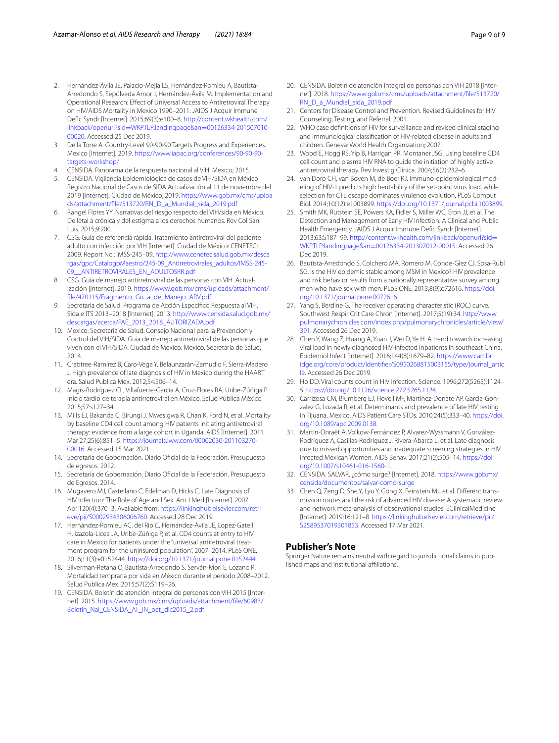2. Hernández-Ávila JE, Palacio-Mejía LS, Hernández-Romieu A, Bautista-Arredondo S, Sepúlveda Amor J, Hernández-Ávila M. Implementation and Operational Research: Effect of Universal Access to Antiretroviral Therapy on HIV/AIDS Mortality in Mexico 1990–2011. JAIDS J Acquir Immune Defic Syndr [Internet]. 2015;69(3):e100–8. http://content.wkhealth.com/linkback/openurl?sid=WKPTLP:landingpage&an=00126334-201507010-00020. Accessed 25 Dec 2019.
3. De la Torre A. Country-Level 90-90-90 Targets Progress and Experiences. Mexico [Internet]. 2019. https://www.iapac.org/conferences/90-90-90-targets-workshop/
4. CENSIDA. Panorama de la respuesta nacional al VIH. Mexico; 2015.
5. CENSIDA. Vigilancia Epidemiológica de casos de VIH/SIDA en México Registro Nacional de Casos de SIDA Actualización al 11 de noviembre del 2019 [Internet]. Ciudad de México; 2019. https://www.gob.mx/cms/uploads/attachment/file/513720/RN_D_a_Mundial_sida_2019.pdf
6. Rangel Flores YY. Narrativas del riesgo respecto del VIH/sida en México. De letal a crónica y del estigma a los derechos humanos. Rev Col San Luis. 2015;9:200.
7. CSG. Guía de referencia rápida. Tratamiento antirretroviral del paciente adulto con infección por VIH [Internet]. Ciudad de México: CENETEC; 2009. Report No.: IMSS-245–09. http://www.cenetec.salud.gob.mx/descargas/gpc/CatalogoMaestro/245-09_Antirretrovirales_adultos/IMSS-245-09__ANTIRETROVIRALES_EN_ADULTOSRR.pdf
8. CSG. Guía de manejo antirretroviral de las personas con VIH. Actualización [Internet]. 2019. https://www.gob.mx/cms/uploads/attachment/file/470115/Fragmento_Gu_a_de_Manejo_ARV.pdf
9. Secretaría de Salud. Programa de Acción Específico Respuesta al VIH, Sida e ITS 2013–2018 [Internet]. 2013. http://www.censida.salud.gob.mx/descargas/acerca/PAE_2013_2018_AUTORIZADA.pdf
10. Mexico. Secretaria de Salud. Consejo Nacional para la Prevencion y Control del VIH/SIDA. Guia de manejo antirretroviral de las personas que viven con el VIH/SIDA. Ciudad de Mexico: Mexico. Secretaria de Salud; 2014.
11. Crabtree-Ramírez B, Caro-Vega Y, Belaunzarán-Zamudio F, Sierra-Madero J. High prevalence of late diagnosis of HIV in Mexico during the HAART era. Salud Publica Mex. 2012;54:506–14.
12. Magis-Rodríguez CL, Villafuerte-García A, Cruz-Flores RA, Uribe-Zúñiga P. Inicio tardío de terapia antirretroviral en México. Salud Pública México. 2015;57:s127–34.
13. Mills EJ, Bakanda C, Birungi J, Mwesigwa R, Chan K, Ford N, et al. Mortality by baseline CD4 cell count among HIV patients initiating antiretroviral therapy: evidence from a large cohort in Uganda. AIDS [Internet]. 2011 Mar 27;25(6):851–5. https://journals.lww.com/00002030-201103270-00016. Accessed 15 Mar 2021.
14. Secretaría de Gobernación. Diario Oficial de la Federación. Presupuesto de egresos. 2012.
15. Secretaría de Gobernación. Diario Oficial de la Federación. Presupuesto de Egresos. 2014.
16. Mugavero MJ, Castellano C, Edelman D, Hicks C. Late Diagnosis of HIV Infection: The Role of Age and Sex. Am J Med [Internet]. 2007 Apr;120(4):370–3. Available from: https://linkinghub.elsevier.com/retrieve/pii/S0002934306006760. Accessed 28 Dec 2019
17. Hernández-Romieu AC, del Rio C, Hernández-Ávila JE, Lopez-Gatell H, Izazola-Licea JA, Uribe-Zúñiga P, et al. CD4 counts at entry to HIV care in Mexico for patients under the "universal antiretroviral treatment program for the uninsured population", 2007–2014. PLoS ONE. 2016;11(3):e0152444. https://doi.org/10.1371/journal.pone.0152444.
18. Silverman-Retana O, Bautista-Arredondo S, Serván-Mori E, Lozano R. Mortalidad temprana por sida en México durante el periodo 2008–2012. Salud Publica Mex. 2015;57(2):S119–26.
19. CENSIDA. Boletín de atención integral de personas con VIH 2015 [Internet]. 2015. https://www.gob.mx/cms/uploads/attachment/file/60983/Boletin_Nal_CENSIDA_AT_IN_oct_dic2015_2.pdf
20. CENSIDA. Boletín de atención integral de personas con VIH 2018 [Internet]. 2018. https://www.gob.mx/cms/uploads/attachment/file/513720/RN_D_a_Mundial_sida_2019.pdf
21. Centers for Disease Control and Prevention. Revised Guidelines for HIV Counseling, Testing, and Referral. 2001.
22. WHO case definitions of HIV for surveillance and revised clinical staging and immunological classification of HIV-related disease in adults and children. Geneva: World Health Organization; 2007.
23. Wood E, Hogg RS, Yip B, Harrigan PR, Montaner JSG. Using baseline CD4 cell count and plasma HIV RNA to guide the initiation of highly active antiretroviral therapy. Rev Investig Clínica. 2004;56(2):232–6.
24. van Dorp CH, van Boven M, de Boer RJ. Immuno-epidemiological modeling of HIV-1 predicts high heritability of the set-point virus load, while selection for CTL escape dominates virulence evolution. PLoS Comput Biol. 2014;10(12):e1003899. https://doi.org/10.1371/journal.pcbi.1003899.
25. Smith MK, Rutstein SE, Powers KA, Fidler S, Miller WC, Eron JJ, et al. The Detection and Management of Early HIV Infection: A Clinical and Public Health Emergency. JAIDS J Acquir Immune Defic Syndr [Internet]. 2013;63:S187–99. http://content.wkhealth.com/linkback/openurl?sid=WKPTLP:landingpage&an=00126334-201307012-00015. Accessed 26 Dec 2019.
26. Bautista-Arredondo S, Colchero MA, Romero M, Conde-Glez CJ, Sosa-Rubí SG. Is the HIV epidemic stable among MSM in Mexico? HIV prevalence and risk behavior results from a nationally representative survey among men who have sex with men. PLoS ONE. 2013;8(9):e72616. https://doi.org/10.1371/journal.pone.0072616.
27. Yang S, Berdine G. The receiver operating characteristic (ROC) curve. Southwest Respir Crit Care Chron [Internet]. 2017;5(19):34. http://www.pulmonarychronicles.com/index.php/pulmonarychronicles/article/view/391. Accessed 26 Dec 2019.
28. Chen Y, Wang Z, Huang A, Yuan J, Wei D, Ye H. A trend towards increasing viral load in newly diagnosed HIV-infected inpatients in southeast China. Epidemiol Infect [Internet]. 2016;144(8):1679–82. https://www.cambridge.org/core/product/identifier/S0950268815003155/type/journal_article. Accessed 26 Dec 2019.
29. Ho DD. Viral counts count in HIV infection. Science. 1996;272(5265):1124–5. https://doi.org/10.1126/science.272.5265.1124.
30. Carrizosa CM, Blumberg EJ, Hovell MF, Martinez-Donate AP, Garcia-Gonzalez G, Lozada R, et al. Determinants and prevalence of late HIV testing in Tijuana, Mexico. AIDS Patient Care STDs. 2010;24(5):333–40. https://doi.org/10.1089/apc.2009.0138.
31. Martin-Onraët A, Volkow-Fernández P, Alvarez-Wyssmann V, González-Rodríguez A, Casillas-Rodríguez J, Rivera-Abarca L, et al. Late diagnosis due to missed opportunities and inadequate screening strategies in HIV infected Mexican Women. AIDS Behav. 2017;21(2):505–14. https://doi.org/10.1007/s10461-016-1560-1.
32. CENSIDA. SALVAR, ¿cómo surge? [Internet]. 2018. https://www.gob.mx/censida/documentos/salvar-como-surge
33. Chen Q, Zeng D, She Y, Lyu Y, Gong X, Feinstein MJ, et al. Different transmission routes and the risk of advanced HIV disease: A systematic review and network meta-analysis of observational studies. EClinicalMedicine [Internet]. 2019;16:121–8. https://linkinghub.elsevier.com/retrieve/pii/S2589537019301853. Accessed 17 Mar 2021.

## Publisher's Note

Springer Nature remains neutral with regard to jurisdictional claims in published maps and institutional affiliations.